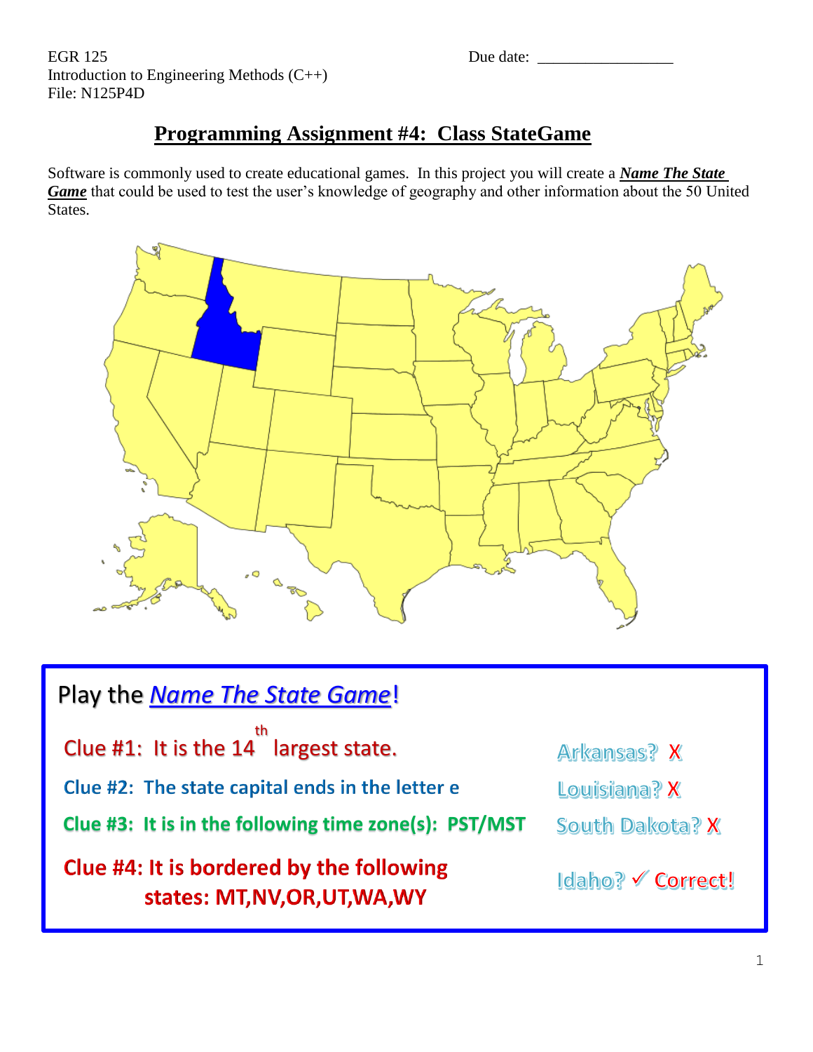EGR 125
Introduction to Engineering Methods (C++)
File: N125P4D

Due date: _________________

# Programming Assignment #4: Class StateGame

Software is commonly used to create educational games. In this project you will create a ***Name The State Game*** that could be used to test the user's knowledge of geography and other information about the 50 United States.

Play the *Name The State Game*!

Clue #1: It is the 14th largest state.

Clue #2: The state capital ends in the letter e

Clue #3: It is in the following time zone(s): PST/MST

Clue #4: It is bordered by the following states: MT,NV,OR,UT,WA,WY

Arkansas? X

Louisiana? X

South Dakota? X

Idaho? ✓ Correct!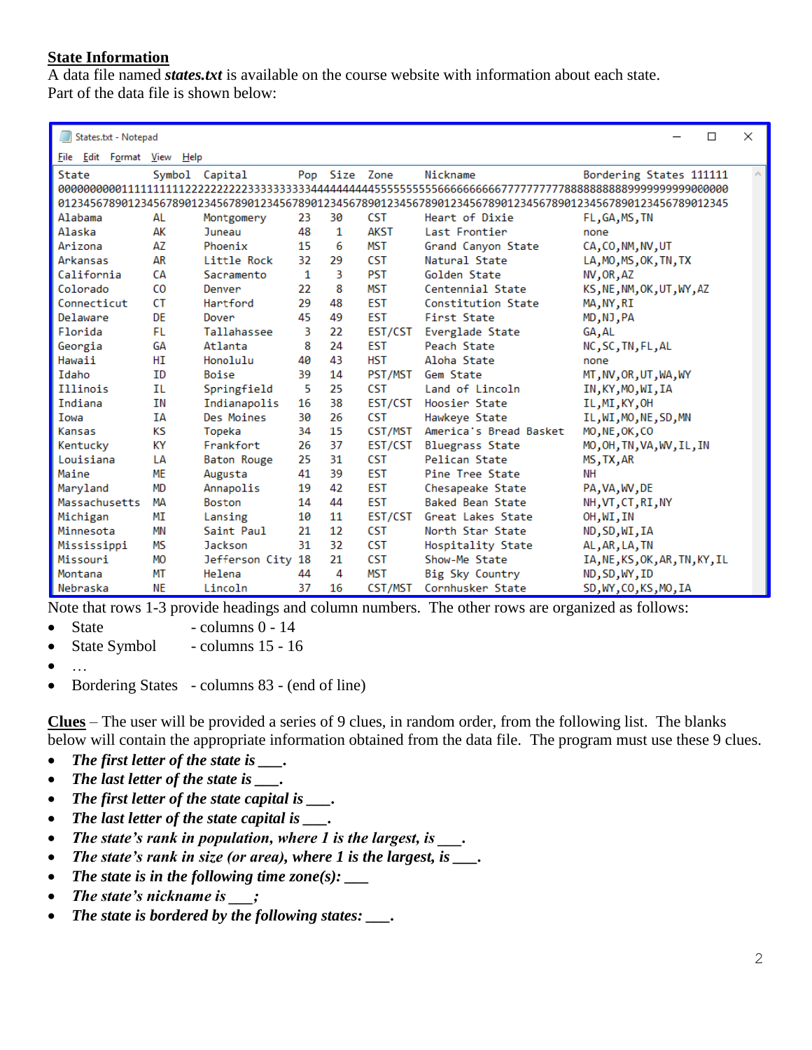## State Information

A data file named ***states.txt*** is available on the course website with information about each state. Part of the data file is shown below:

```
States.txt - Notepad
File  Edit  Format  View  Help
State          Symbol  Capital        Pop  Size  Zone     Nickname                 Bordering States 111111
000000000011111111112222222222333333333344444444445555555555666666666677777777778888888888999999999900000
012345678901234567890123456789012345678901234567890123456789012345678901234567890123456789012345678901234
Alabama        AL      Montgomery     23   30    CST      Heart of Dixie           FL,GA,MS,TN
Alaska         AK      Juneau         48    1    AKST     Last Frontier            none
Arizona        AZ      Phoenix        15    6    MST      Grand Canyon State       CA,CO,NM,NV,UT
Arkansas       AR      Little Rock    32   29    CST      Natural State            LA,MO,MS,OK,TN,TX
California     CA      Sacramento      1    3    PST      Golden State             NV,OR,AZ
Colorado       CO      Denver         22    8    MST      Centennial State         KS,NE,NM,OK,UT,WY,AZ
Connecticut    CT      Hartford       29   48    EST      Constitution State       MA,NY,RI
Delaware       DE      Dover          45   49    EST      First State              MD,NJ,PA
Florida        FL      Tallahassee     3   22    EST/CST  Everglade State          GA,AL
Georgia        GA      Atlanta         8   24    EST      Peach State              NC,SC,TN,FL,AL
Hawaii         HI      Honolulu       40   43    HST      Aloha State              none
Idaho          ID      Boise          39   14    PST/MST  Gem State                MT,NV,OR,UT,WA,WY
Illinois       IL      Springfield     5   25    CST      Land of Lincoln          IN,KY,MO,WI,IA
Indiana        IN      Indianapolis   16   38    EST/CST  Hoosier State            IL,MI,KY,OH
Iowa           IA      Des Moines     30   26    CST      Hawkeye State            IL,WI,MO,NE,SD,MN
Kansas         KS      Topeka         34   15    CST/MST  America's Bread Basket   MO,NE,OK,CO
Kentucky       KY      Frankfort      26   37    EST/CST  Bluegrass State          MO,OH,TN,VA,WV,IL,IN
Louisiana      LA      Baton Rouge    25   31    CST      Pelican State            MS,TX,AR
Maine          ME      Augusta        41   39    EST      Pine Tree State          NH
Maryland       MD      Annapolis      19   42    EST      Chesapeake State         PA,VA,WV,DE
Massachusetts  MA      Boston         14   44    EST      Baked Bean State         NH,VT,CT,RI,NY
Michigan       MI      Lansing        10   11    EST/CST  Great Lakes State        OH,WI,IN
Minnesota      MN      Saint Paul     21   12    CST      North Star State         ND,SD,WI,IA
Mississippi    MS      Jackson        31   32    CST      Hospitality State        AL,AR,LA,TN
Missouri       MO      Jefferson City 18   21    CST      Show-Me State            IA,NE,KS,OK,AR,TN,KY,IL
Montana        MT      Helena         44    4    MST      Big Sky Country          ND,SD,WY,ID
Nebraska       NE      Lincoln        37   16    CST/MST  Cornhusker State         SD,WY,CO,KS,MO,IA
```

Note that rows 1-3 provide headings and column numbers. The other rows are organized as follows:

- State - columns 0 - 14
- State Symbol - columns 15 - 16
- …
- Bordering States - columns 83 - (end of line)

**Clues** – The user will be provided a series of 9 clues, in random order, from the following list. The blanks below will contain the appropriate information obtained from the data file. The program must use these 9 clues.

- ***The first letter of the state is ___.***
- ***The last letter of the state is ___.***
- ***The first letter of the state capital is ___.***
- ***The last letter of the state capital is ___.***
- ***The state's rank in population, where 1 is the largest, is ___.***
- ***The state's rank in size (or area), where 1 is the largest, is ___.***
- ***The state is in the following time zone(s): ___***
- ***The state's nickname is ___;***
- ***The state is bordered by the following states: ___.***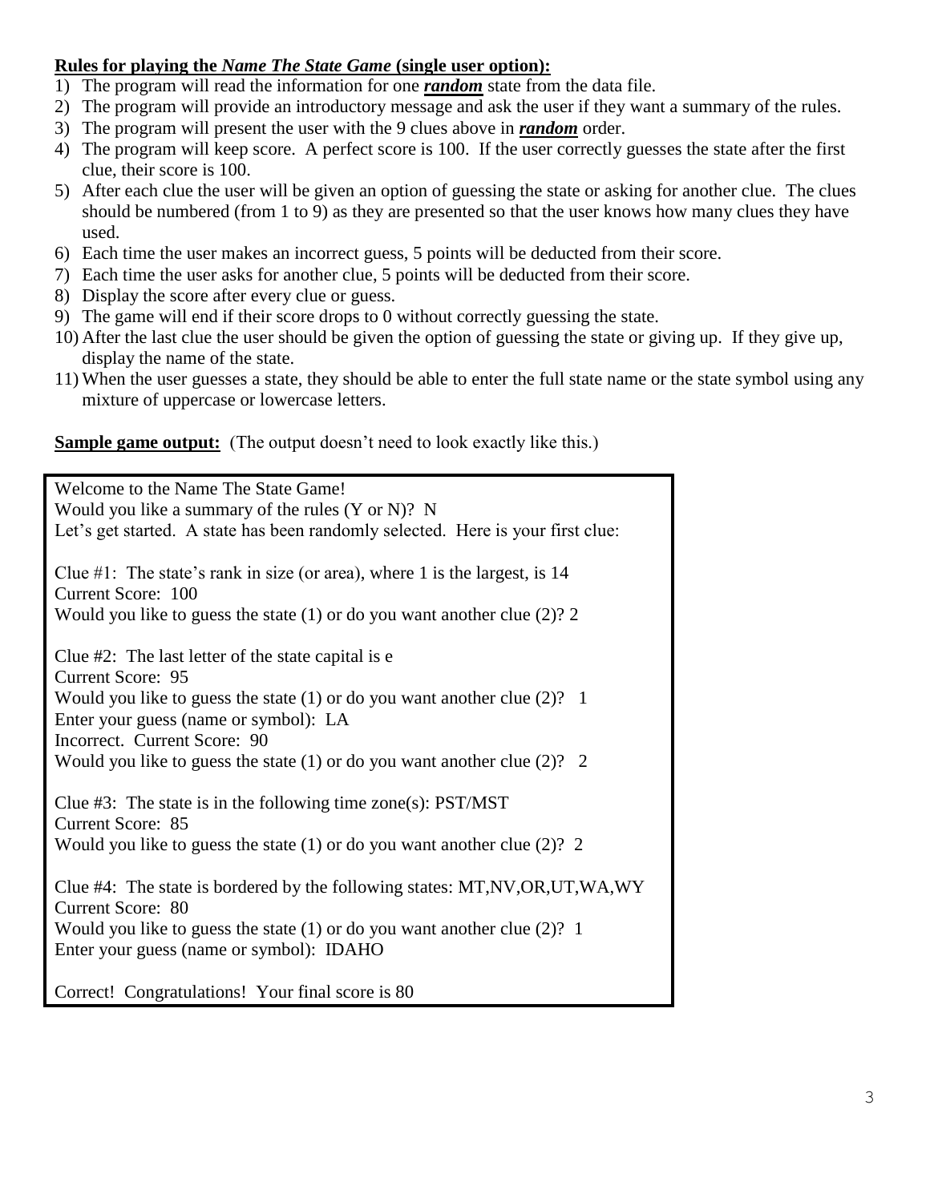**Rules for playing the *Name The State Game* (single user option):**

1) The program will read the information for one ***random*** state from the data file.
2) The program will provide an introductory message and ask the user if they want a summary of the rules.
3) The program will present the user with the 9 clues above in ***random*** order.
4) The program will keep score. A perfect score is 100. If the user correctly guesses the state after the first clue, their score is 100.
5) After each clue the user will be given an option of guessing the state or asking for another clue. The clues should be numbered (from 1 to 9) as they are presented so that the user knows how many clues they have used.
6) Each time the user makes an incorrect guess, 5 points will be deducted from their score.
7) Each time the user asks for another clue, 5 points will be deducted from their score.
8) Display the score after every clue or guess.
9) The game will end if their score drops to 0 without correctly guessing the state.
10) After the last clue the user should be given the option of guessing the state or giving up. If they give up, display the name of the state.
11) When the user guesses a state, they should be able to enter the full state name or the state symbol using any mixture of uppercase or lowercase letters.

**Sample game output:** (The output doesn't need to look exactly like this.)

```
Welcome to the Name The State Game!
Would you like a summary of the rules (Y or N)?  N
Let's get started.  A state has been randomly selected.  Here is your first clue:

Clue #1:  The state's rank in size (or area), where 1 is the largest, is 14
Current Score:  100
Would you like to guess the state (1) or do you want another clue (2)? 2

Clue #2:  The last letter of the state capital is e
Current Score:  95
Would you like to guess the state (1) or do you want another clue (2)?   1
Enter your guess (name or symbol):  LA
Incorrect.  Current Score:  90
Would you like to guess the state (1) or do you want another clue (2)?   2

Clue #3:  The state is in the following time zone(s): PST/MST
Current Score:  85
Would you like to guess the state (1) or do you want another clue (2)?  2

Clue #4:  The state is bordered by the following states: MT,NV,OR,UT,WA,WY
Current Score:  80
Would you like to guess the state (1) or do you want another clue (2)?  1
Enter your guess (name or symbol):  IDAHO

Correct!  Congratulations!  Your final score is 80
```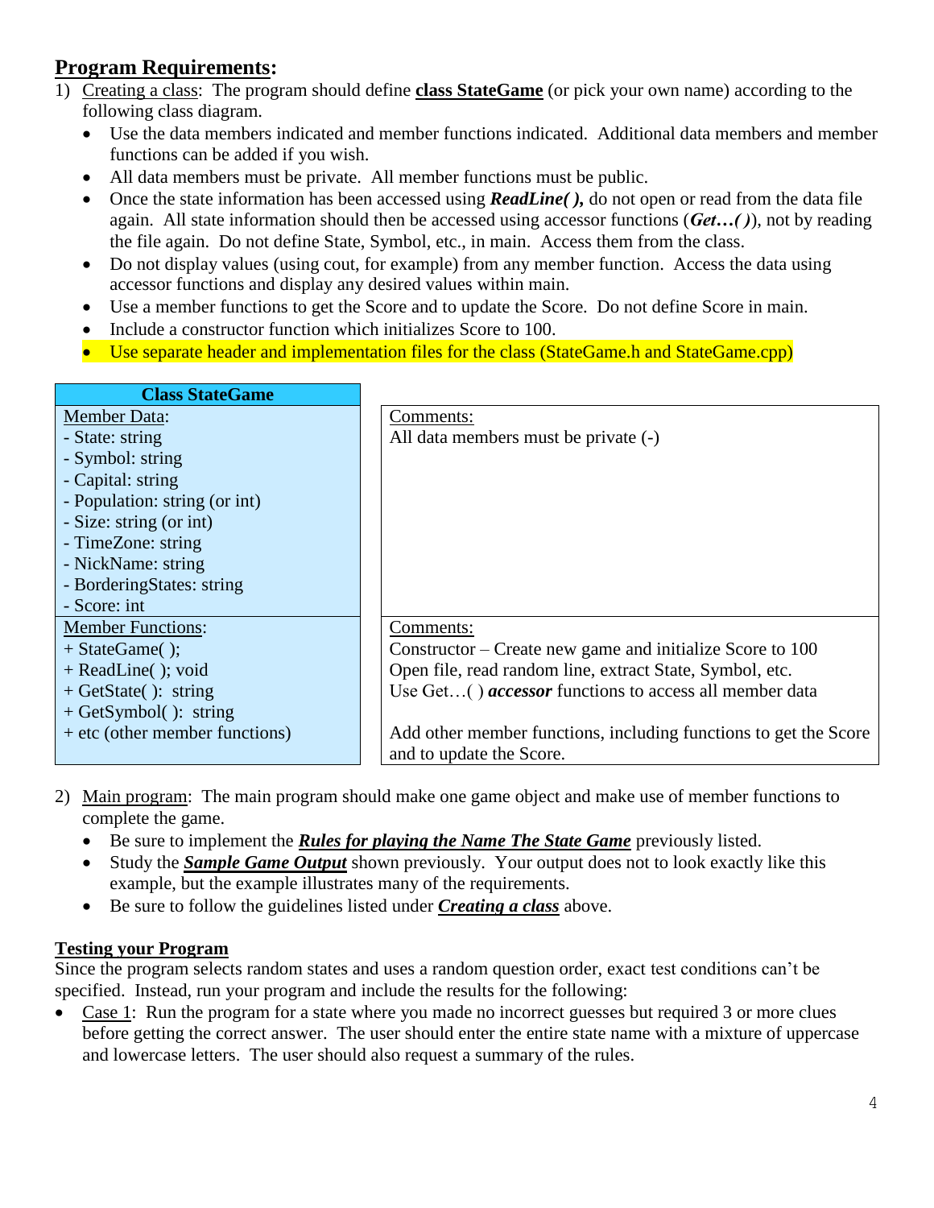## Program Requirements:

1) Creating a class: The program should define **class StateGame** (or pick your own name) according to the following class diagram.
   - Use the data members indicated and member functions indicated. Additional data members and member functions can be added if you wish.
   - All data members must be private. All member functions must be public.
   - Once the state information has been accessed using ***ReadLine( ),*** do not open or read from the data file again. All state information should then be accessed using accessor functions (***Get…( )***), not by reading the file again. Do not define State, Symbol, etc., in main. Access them from the class.
   - Do not display values (using cout, for example) from any member function. Access the data using accessor functions and display any desired values within main.
   - Use a member functions to get the Score and to update the Score. Do not define Score in main.
   - Include a constructor function which initializes Score to 100.
   - Use separate header and implementation files for the class (StateGame.h and StateGame.cpp)

| Class StateGame | |
|---|---|
| Member Data:<br>- State: string<br>- Symbol: string<br>- Capital: string<br>- Population: string (or int)<br>- Size: string (or int)<br>- TimeZone: string<br>- NickName: string<br>- BorderingStates: string<br>- Score: int | Comments:<br>All data members must be private (-) |
| Member Functions:<br>+ StateGame( );<br>+ ReadLine( ); void<br>+ GetState( ): string<br>+ GetSymbol( ): string<br>+ etc (other member functions) | Comments:<br>Constructor – Create new game and initialize Score to 100<br>Open file, read random line, extract State, Symbol, etc.<br>Use Get…( ) ***accessor*** functions to access all member data<br><br>Add other member functions, including functions to get the Score and to update the Score. |

2) Main program: The main program should make one game object and make use of member functions to complete the game.
   - Be sure to implement the ***Rules for playing the Name The State Game*** previously listed.
   - Study the ***Sample Game Output*** shown previously. Your output does not to look exactly like this example, but the example illustrates many of the requirements.
   - Be sure to follow the guidelines listed under ***Creating a class*** above.

### Testing your Program

Since the program selects random states and uses a random question order, exact test conditions can't be specified. Instead, run your program and include the results for the following:

- Case 1: Run the program for a state where you made no incorrect guesses but required 3 or more clues before getting the correct answer. The user should enter the entire state name with a mixture of uppercase and lowercase letters. The user should also request a summary of the rules.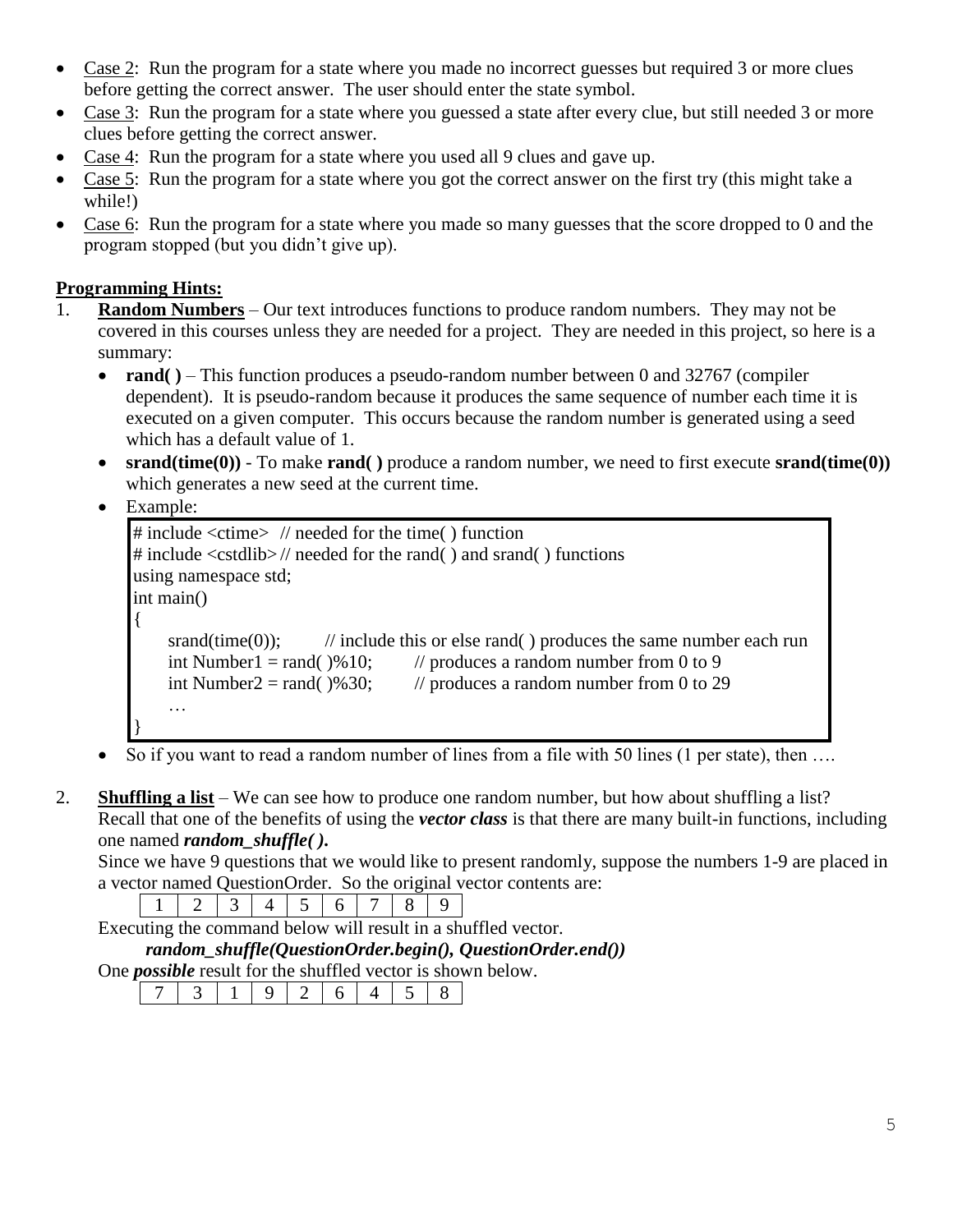- Case 2: Run the program for a state where you made no incorrect guesses but required 3 or more clues before getting the correct answer. The user should enter the state symbol.
- Case 3: Run the program for a state where you guessed a state after every clue, but still needed 3 or more clues before getting the correct answer.
- Case 4: Run the program for a state where you used all 9 clues and gave up.
- Case 5: Run the program for a state where you got the correct answer on the first try (this might take a while!)
- Case 6: Run the program for a state where you made so many guesses that the score dropped to 0 and the program stopped (but you didn't give up).

**Programming Hints:**

1. **Random Numbers** – Our text introduces functions to produce random numbers. They may not be covered in this courses unless they are needed for a project. They are needed in this project, so here is a summary:
   - **rand( )** – This function produces a pseudo-random number between 0 and 32767 (compiler dependent). It is pseudo-random because it produces the same sequence of number each time it is executed on a given computer. This occurs because the random number is generated using a seed which has a default value of 1.
   - **srand(time(0))** - To make **rand( )** produce a random number, we need to first execute **srand(time(0))** which generates a new seed at the current time.
   - Example:

   ```
   # include <ctime>  // needed for the time( ) function
   # include <cstdlib> // needed for the rand( ) and srand( ) functions
   using namespace std;
   int main()
   {
       srand(time(0));         // include this or else rand( ) produces the same number each run
       int Number1 = rand( )%10;       // produces a random number from 0 to 9
       int Number2 = rand( )%30;       // produces a random number from 0 to 29
       …
   }
   ```

   - So if you want to read a random number of lines from a file with 50 lines (1 per state), then ….

2. **Shuffling a list** – We can see how to produce one random number, but how about shuffling a list? Recall that one of the benefits of using the ***vector class*** is that there are many built-in functions, including one named ***random_shuffle( ).***
   Since we have 9 questions that we would like to present randomly, suppose the numbers 1-9 are placed in a vector named QuestionOrder. So the original vector contents are:

   | 1 | 2 | 3 | 4 | 5 | 6 | 7 | 8 | 9 |
   |---|---|---|---|---|---|---|---|---|

   Executing the command below will result in a shuffled vector.
   ***random_shuffle(QuestionOrder.begin(), QuestionOrder.end())***
   One ***possible*** result for the shuffled vector is shown below.

   | 7 | 3 | 1 | 9 | 2 | 6 | 4 | 5 | 8 |
   |---|---|---|---|---|---|---|---|---|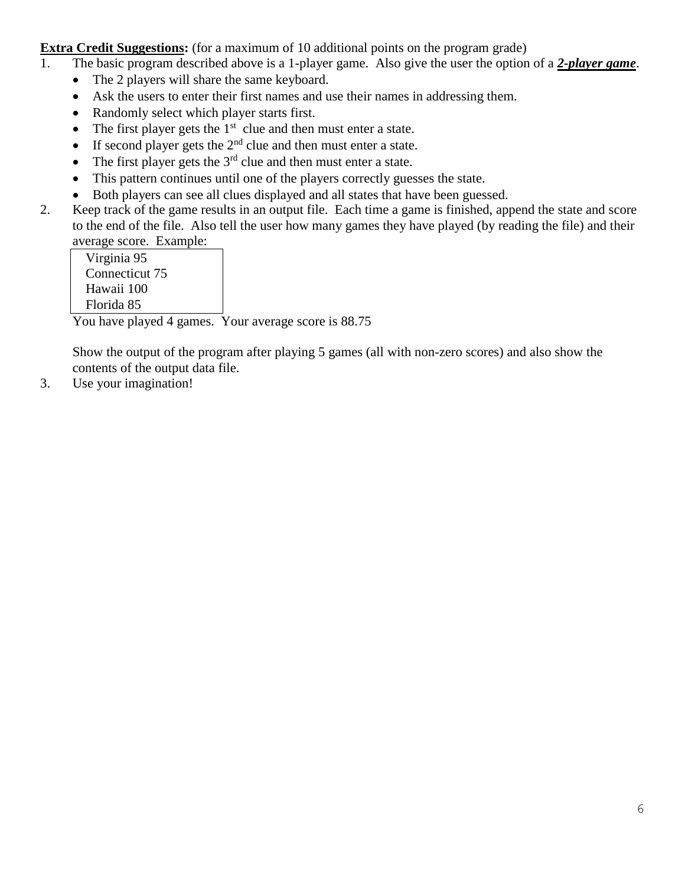**<u>Extra Credit Suggestions</u>:** (for a maximum of 10 additional points on the program grade)

1. The basic program described above is a 1-player game. Also give the user the option of a ***<u>2-player game</u>***.
   - The 2 players will share the same keyboard.
   - Ask the users to enter their first names and use their names in addressing them.
   - Randomly select which player starts first.
   - The first player gets the 1st clue and then must enter a state.
   - If second player gets the 2nd clue and then must enter a state.
   - The first player gets the 3rd clue and then must enter a state.
   - This pattern continues until one of the players correctly guesses the state.
   - Both players can see all clues displayed and all states that have been guessed.
2. Keep track of the game results in an output file. Each time a game is finished, append the state and score to the end of the file. Also tell the user how many games they have played (by reading the file) and their average score. Example:

   ```
   Virginia 95
   Connecticut 75
   Hawaii 100
   Florida 85
   ```

   You have played 4 games. Your average score is 88.75

   Show the output of the program after playing 5 games (all with non-zero scores) and also show the contents of the output data file.
3. Use your imagination!